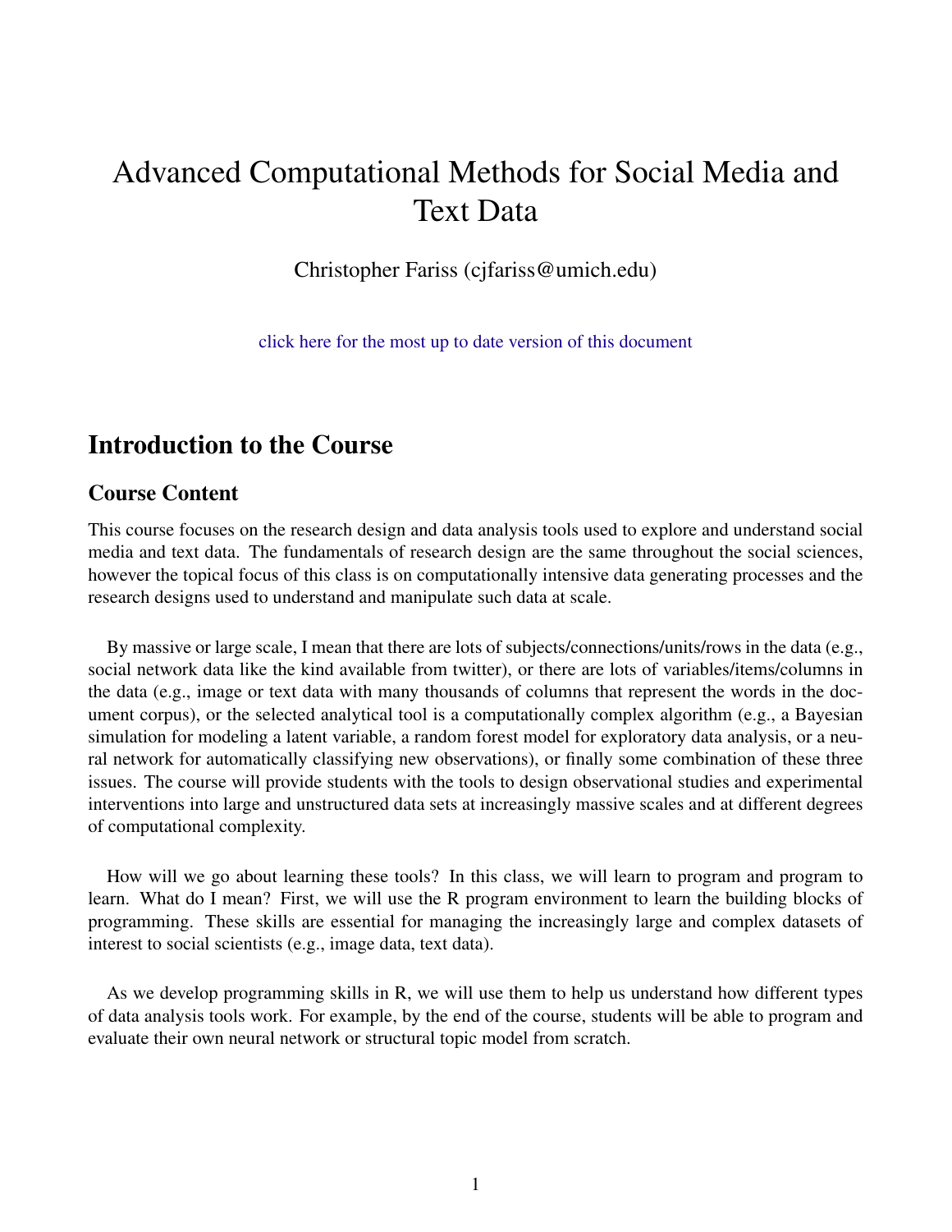# Advanced Computational Methods for Social Media and Text Data

Christopher Fariss (cjfariss@umich.edu)

click here for the most up to date version of this document

## Introduction to the Course

### Course Content

This course focuses on the research design and data analysis tools used to explore and understand social media and text data. The fundamentals of research design are the same throughout the social sciences, however the topical focus of this class is on computationally intensive data generating processes and the research designs used to understand and manipulate such data at scale.

By massive or large scale, I mean that there are lots of subjects/connections/units/rows in the data (e.g., social network data like the kind available from twitter), or there are lots of variables/items/columns in the data (e.g., image or text data with many thousands of columns that represent the words in the document corpus), or the selected analytical tool is a computationally complex algorithm (e.g., a Bayesian simulation for modeling a latent variable, a random forest model for exploratory data analysis, or a neural network for automatically classifying new observations), or finally some combination of these three issues. The course will provide students with the tools to design observational studies and experimental interventions into large and unstructured data sets at increasingly massive scales and at different degrees of computational complexity.

How will we go about learning these tools? In this class, we will learn to program and program to learn. What do I mean? First, we will use the R program environment to learn the building blocks of programming. These skills are essential for managing the increasingly large and complex datasets of interest to social scientists (e.g., image data, text data).

As we develop programming skills in R, we will use them to help us understand how different types of data analysis tools work. For example, by the end of the course, students will be able to program and evaluate their own neural network or structural topic model from scratch.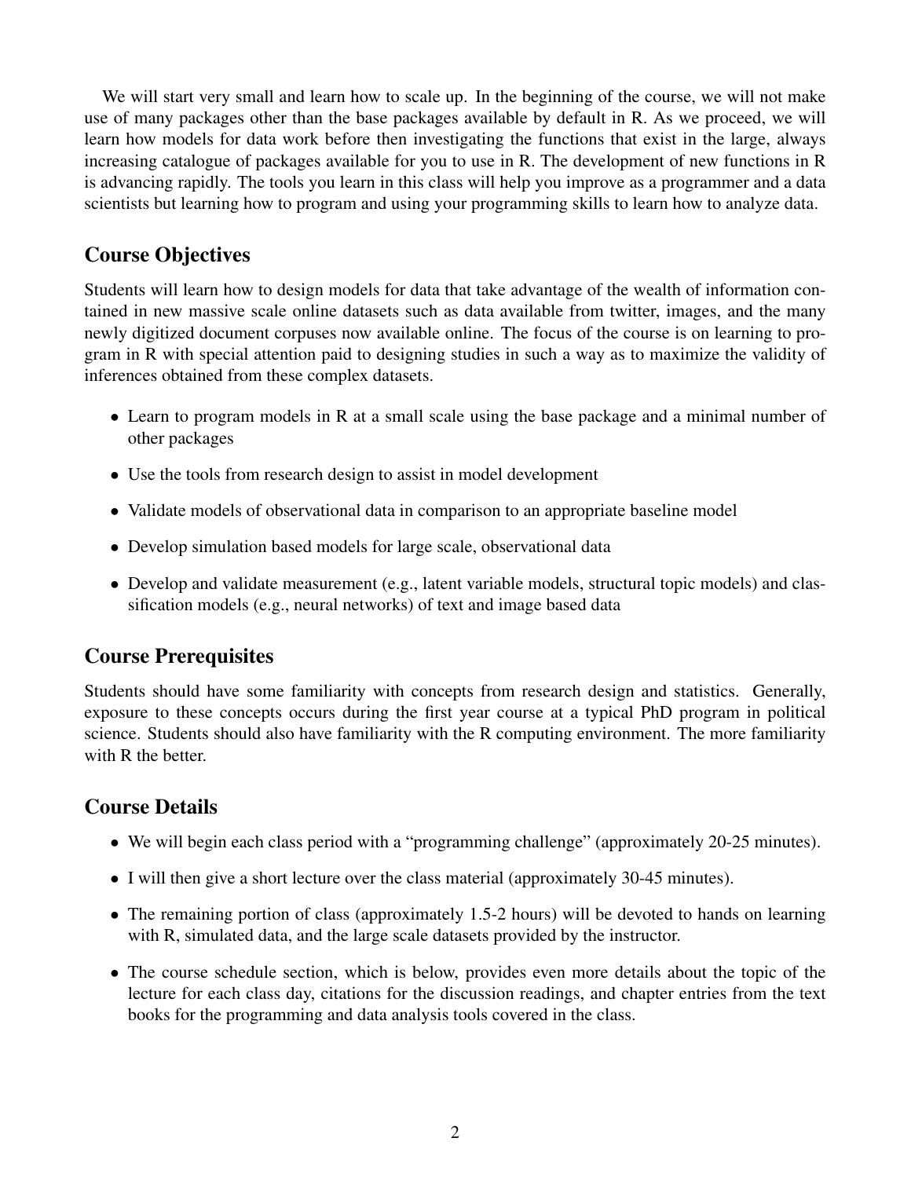We will start very small and learn how to scale up. In the beginning of the course, we will not make use of many packages other than the base packages available by default in R. As we proceed, we will learn how models for data work before then investigating the functions that exist in the large, always increasing catalogue of packages available for you to use in R. The development of new functions in R is advancing rapidly. The tools you learn in this class will help you improve as a programmer and a data scientists but learning how to program and using your programming skills to learn how to analyze data.

## Course Objectives

Students will learn how to design models for data that take advantage of the wealth of information contained in new massive scale online datasets such as data available from twitter, images, and the many newly digitized document corpuses now available online. The focus of the course is on learning to program in R with special attention paid to designing studies in such a way as to maximize the validity of inferences obtained from these complex datasets.

- Learn to program models in R at a small scale using the base package and a minimal number of other packages
- Use the tools from research design to assist in model development
- Validate models of observational data in comparison to an appropriate baseline model
- Develop simulation based models for large scale, observational data
- Develop and validate measurement (e.g., latent variable models, structural topic models) and classification models (e.g., neural networks) of text and image based data

## Course Prerequisites

Students should have some familiarity with concepts from research design and statistics. Generally, exposure to these concepts occurs during the first year course at a typical PhD program in political science. Students should also have familiarity with the R computing environment. The more familiarity with R the better.

## Course Details

- We will begin each class period with a "programming challenge" (approximately 20-25 minutes).
- I will then give a short lecture over the class material (approximately 30-45 minutes).
- The remaining portion of class (approximately 1.5-2 hours) will be devoted to hands on learning with R, simulated data, and the large scale datasets provided by the instructor.
- The course schedule section, which is below, provides even more details about the topic of the lecture for each class day, citations for the discussion readings, and chapter entries from the text books for the programming and data analysis tools covered in the class.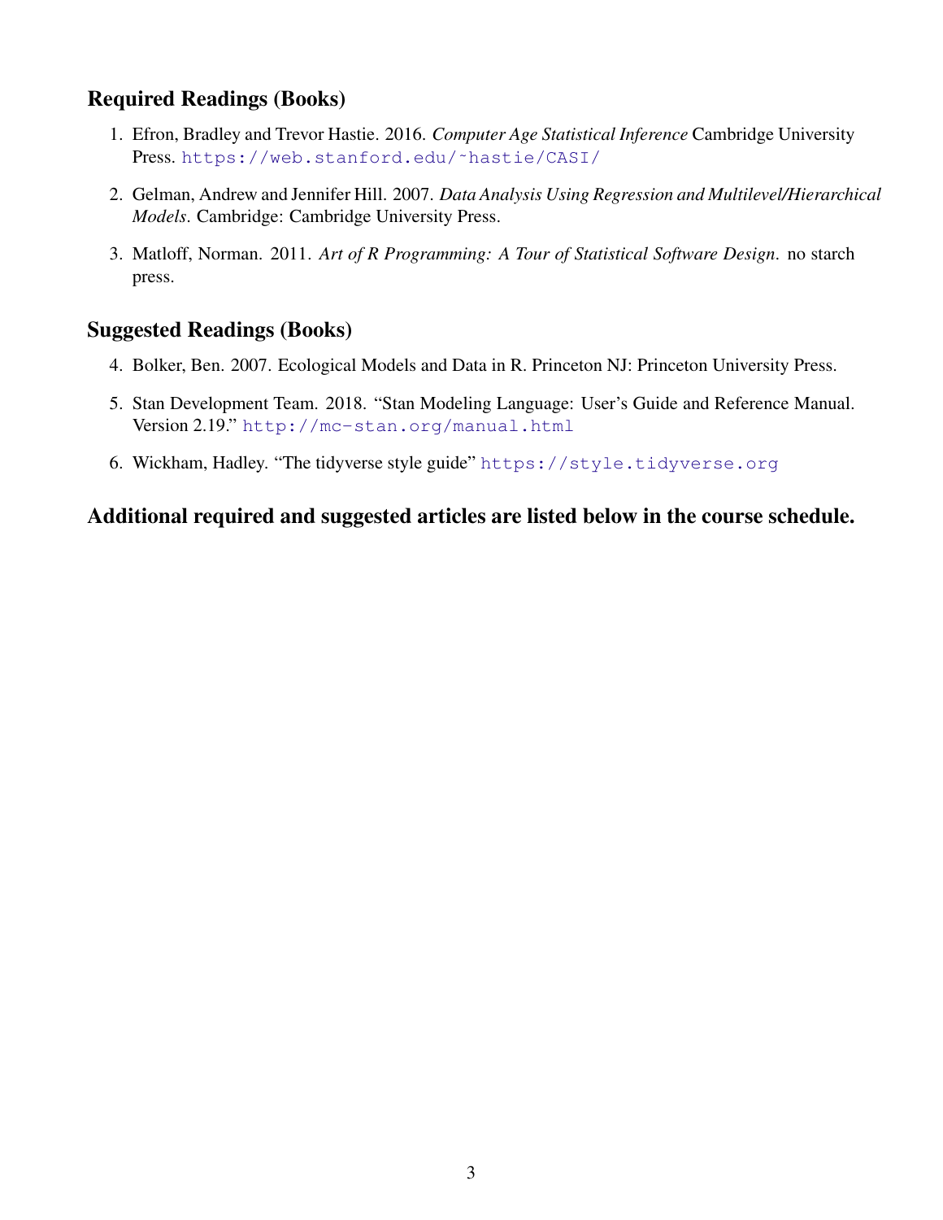## Required Readings (Books)

1. Efron, Bradley and Trevor Hastie. 2016. *Computer Age Statistical Inference* Cambridge University Press. https://web.stanford.edu/~hastie/CASI/

2. Gelman, Andrew and Jennifer Hill. 2007. *Data Analysis Using Regression and Multilevel/Hierarchical Models*. Cambridge: Cambridge University Press.

3. Matloff, Norman. 2011. *Art of R Programming: A Tour of Statistical Software Design*. no starch press.

## Suggested Readings (Books)

4. Bolker, Ben. 2007. Ecological Models and Data in R. Princeton NJ: Princeton University Press.

5. Stan Development Team. 2018. "Stan Modeling Language: User's Guide and Reference Manual. Version 2.19." http://mc-stan.org/manual.html

6. Wickham, Hadley. "The tidyverse style guide" https://style.tidyverse.org

## Additional required and suggested articles are listed below in the course schedule.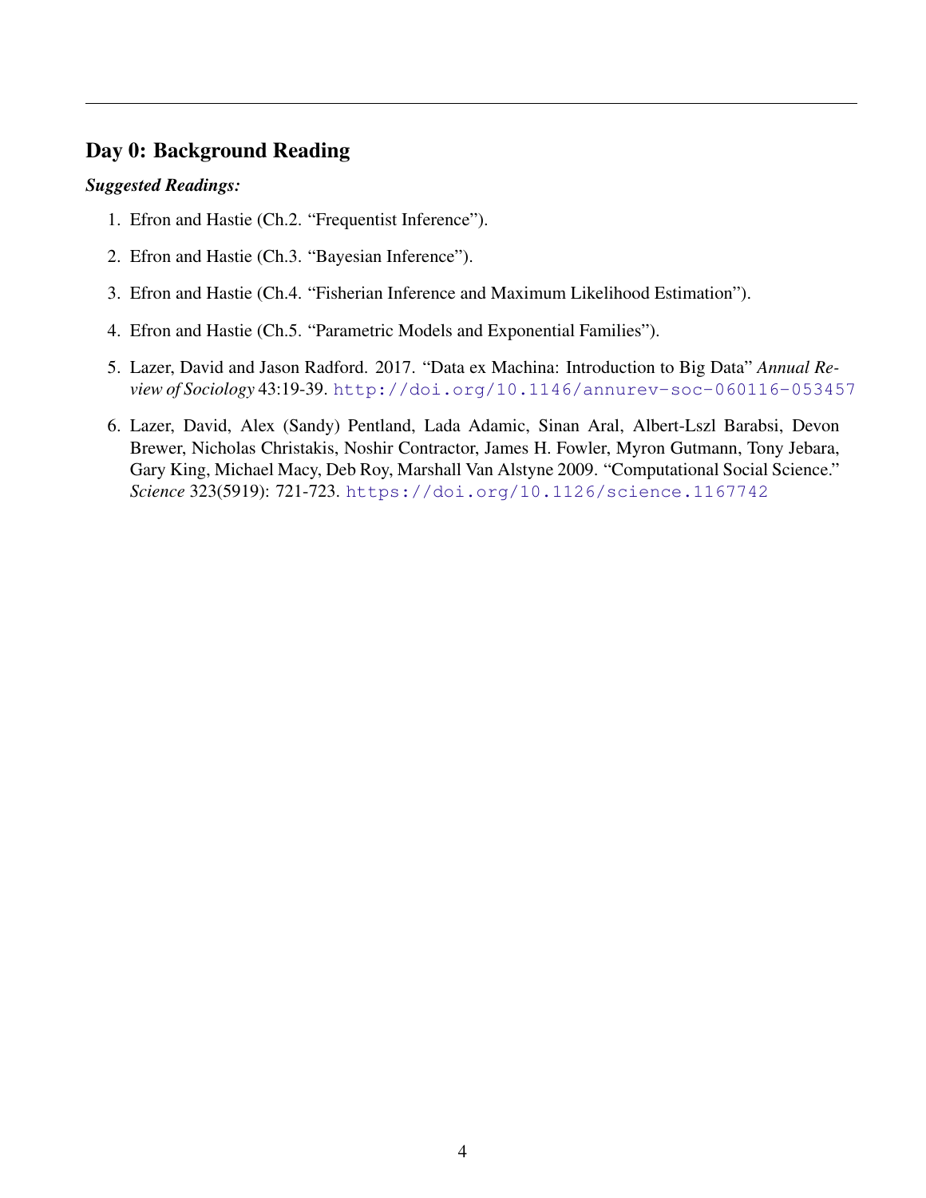## Day 0: Background Reading

***Suggested Readings:***

1. Efron and Hastie (Ch.2. "Frequentist Inference").
2. Efron and Hastie (Ch.3. "Bayesian Inference").
3. Efron and Hastie (Ch.4. "Fisherian Inference and Maximum Likelihood Estimation").
4. Efron and Hastie (Ch.5. "Parametric Models and Exponential Families").
5. Lazer, David and Jason Radford. 2017. "Data ex Machina: Introduction to Big Data" *Annual Review of Sociology* 43:19-39. http://doi.org/10.1146/annurev-soc-060116-053457
6. Lazer, David, Alex (Sandy) Pentland, Lada Adamic, Sinan Aral, Albert-Lszl Barabsi, Devon Brewer, Nicholas Christakis, Noshir Contractor, James H. Fowler, Myron Gutmann, Tony Jebara, Gary King, Michael Macy, Deb Roy, Marshall Van Alstyne 2009. "Computational Social Science." *Science* 323(5919): 721-723. https://doi.org/10.1126/science.1167742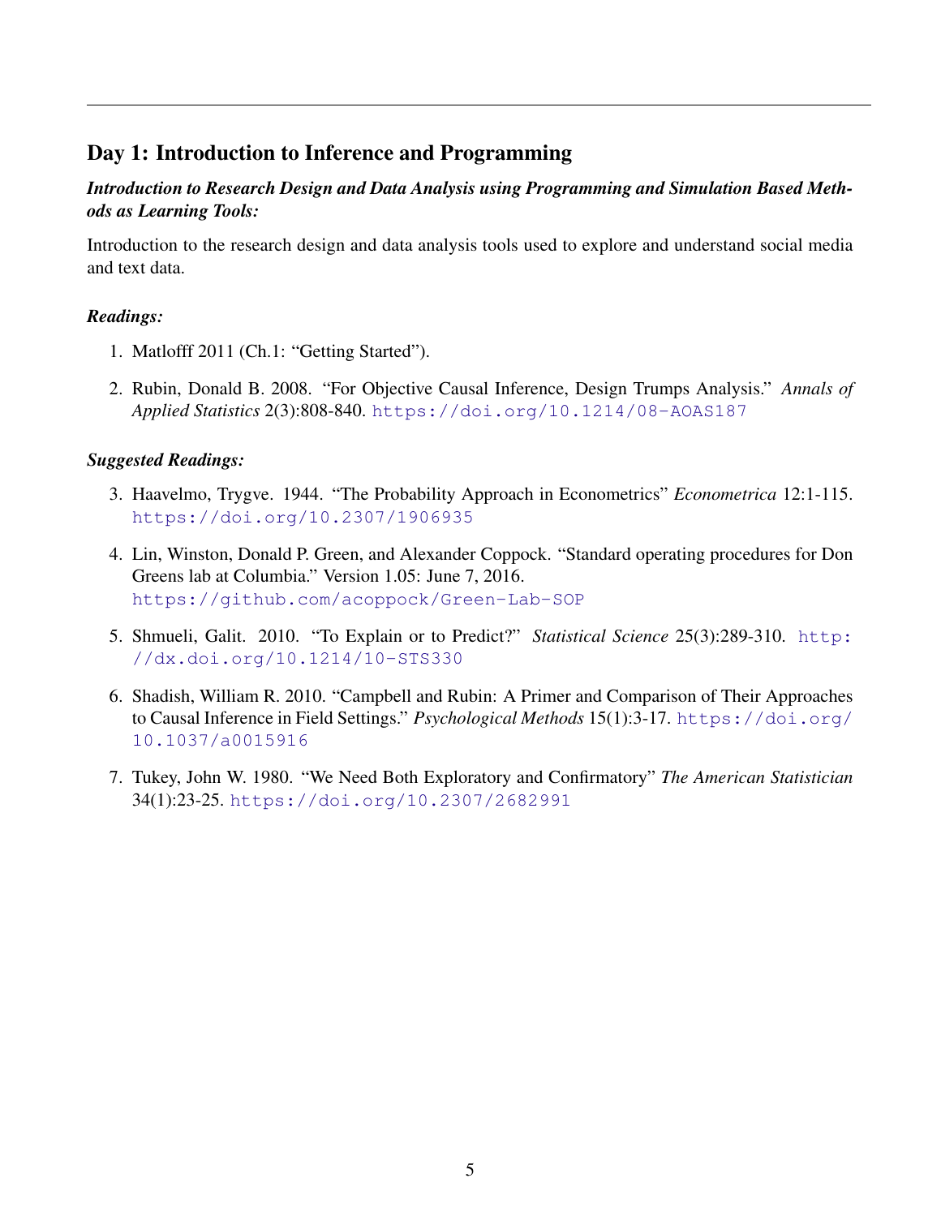## Day 1: Introduction to Inference and Programming

***Introduction to Research Design and Data Analysis using Programming and Simulation Based Methods as Learning Tools:***

Introduction to the research design and data analysis tools used to explore and understand social media and text data.

***Readings:***

1. Matlofff 2011 (Ch.1: "Getting Started").
2. Rubin, Donald B. 2008. "For Objective Causal Inference, Design Trumps Analysis." *Annals of Applied Statistics* 2(3):808-840. https://doi.org/10.1214/08-AOAS187

***Suggested Readings:***

3. Haavelmo, Trygve. 1944. "The Probability Approach in Econometrics" *Econometrica* 12:1-115. https://doi.org/10.2307/1906935
4. Lin, Winston, Donald P. Green, and Alexander Coppock. "Standard operating procedures for Don Greens lab at Columbia." Version 1.05: June 7, 2016. https://github.com/acoppock/Green-Lab-SOP
5. Shmueli, Galit. 2010. "To Explain or to Predict?" *Statistical Science* 25(3):289-310. http://dx.doi.org/10.1214/10-STS330
6. Shadish, William R. 2010. "Campbell and Rubin: A Primer and Comparison of Their Approaches to Causal Inference in Field Settings." *Psychological Methods* 15(1):3-17. https://doi.org/10.1037/a0015916
7. Tukey, John W. 1980. "We Need Both Exploratory and Confirmatory" *The American Statistician* 34(1):23-25. https://doi.org/10.2307/2682991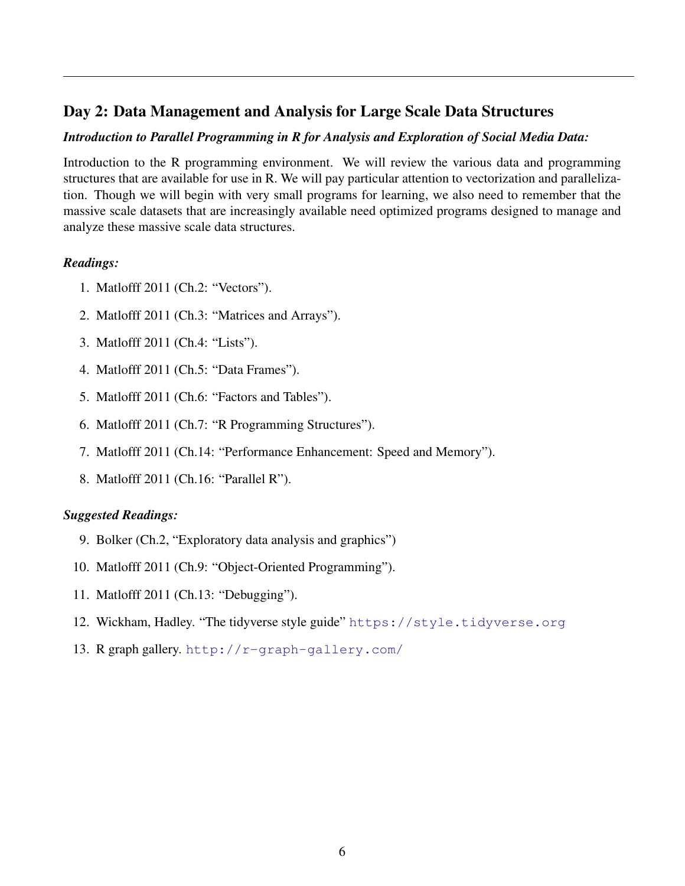## Day 2: Data Management and Analysis for Large Scale Data Structures

***Introduction to Parallel Programming in R for Analysis and Exploration of Social Media Data:***

Introduction to the R programming environment. We will review the various data and programming structures that are available for use in R. We will pay particular attention to vectorization and parallelization. Though we will begin with very small programs for learning, we also need to remember that the massive scale datasets that are increasingly available need optimized programs designed to manage and analyze these massive scale data structures.

***Readings:***

1. Matlofff 2011 (Ch.2: "Vectors").
2. Matlofff 2011 (Ch.3: "Matrices and Arrays").
3. Matlofff 2011 (Ch.4: "Lists").
4. Matlofff 2011 (Ch.5: "Data Frames").
5. Matlofff 2011 (Ch.6: "Factors and Tables").
6. Matlofff 2011 (Ch.7: "R Programming Structures").
7. Matlofff 2011 (Ch.14: "Performance Enhancement: Speed and Memory").
8. Matlofff 2011 (Ch.16: "Parallel R").

***Suggested Readings:***

9. Bolker (Ch.2, "Exploratory data analysis and graphics")
10. Matlofff 2011 (Ch.9: "Object-Oriented Programming").
11. Matlofff 2011 (Ch.13: "Debugging").
12. Wickham, Hadley. "The tidyverse style guide" https://style.tidyverse.org
13. R graph gallery. http://r-graph-gallery.com/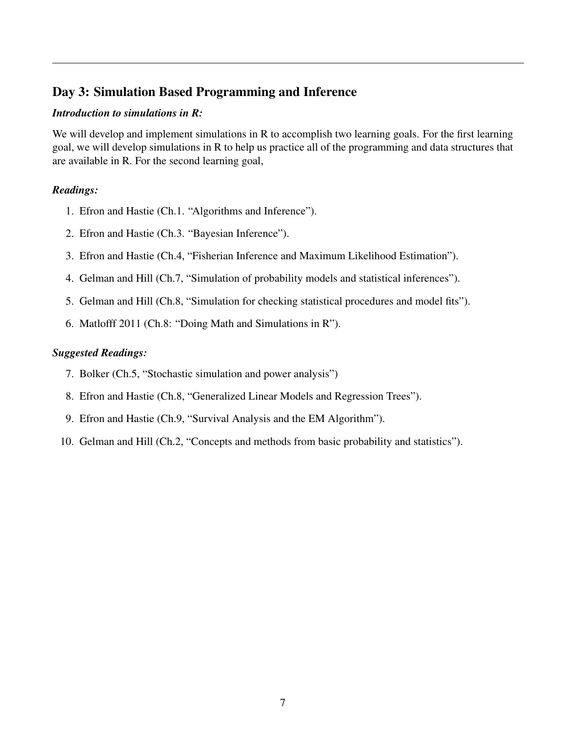## Day 3: Simulation Based Programming and Inference

***Introduction to simulations in R:***

We will develop and implement simulations in R to accomplish two learning goals. For the first learning goal, we will develop simulations in R to help us practice all of the programming and data structures that are available in R. For the second learning goal,

***Readings:***

1. Efron and Hastie (Ch.1. "Algorithms and Inference").
2. Efron and Hastie (Ch.3. "Bayesian Inference").
3. Efron and Hastie (Ch.4, "Fisherian Inference and Maximum Likelihood Estimation").
4. Gelman and Hill (Ch.7, "Simulation of probability models and statistical inferences").
5. Gelman and Hill (Ch.8, "Simulation for checking statistical procedures and model fits").
6. Matlofff 2011 (Ch.8: "Doing Math and Simulations in R").

***Suggested Readings:***

7. Bolker (Ch.5, "Stochastic simulation and power analysis")
8. Efron and Hastie (Ch.8, "Generalized Linear Models and Regression Trees").
9. Efron and Hastie (Ch.9, "Survival Analysis and the EM Algorithm").
10. Gelman and Hill (Ch.2, "Concepts and methods from basic probability and statistics").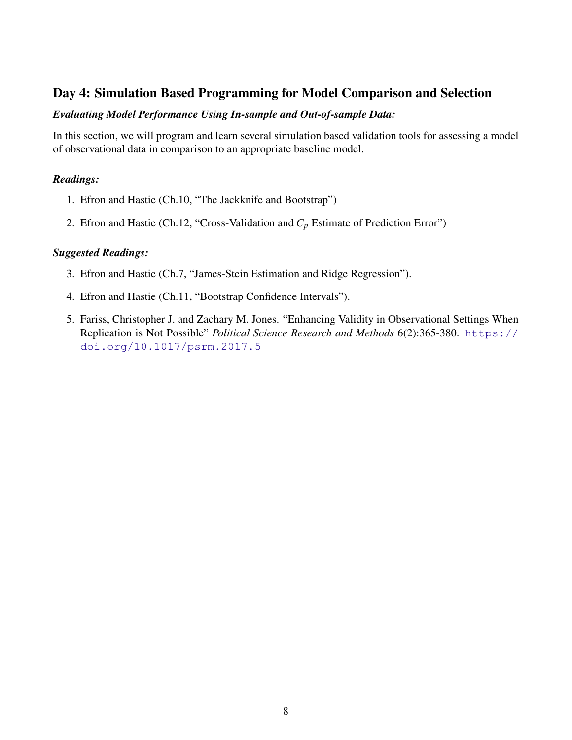## Day 4: Simulation Based Programming for Model Comparison and Selection

***Evaluating Model Performance Using In-sample and Out-of-sample Data:***

In this section, we will program and learn several simulation based validation tools for assessing a model of observational data in comparison to an appropriate baseline model.

***Readings:***

1. Efron and Hastie (Ch.10, "The Jackknife and Bootstrap")
2. Efron and Hastie (Ch.12, "Cross-Validation and $C_p$ Estimate of Prediction Error")

***Suggested Readings:***

3. Efron and Hastie (Ch.7, "James-Stein Estimation and Ridge Regression").
4. Efron and Hastie (Ch.11, "Bootstrap Confidence Intervals").
5. Fariss, Christopher J. and Zachary M. Jones. "Enhancing Validity in Observational Settings When Replication is Not Possible" *Political Science Research and Methods* 6(2):365-380. https://doi.org/10.1017/psrm.2017.5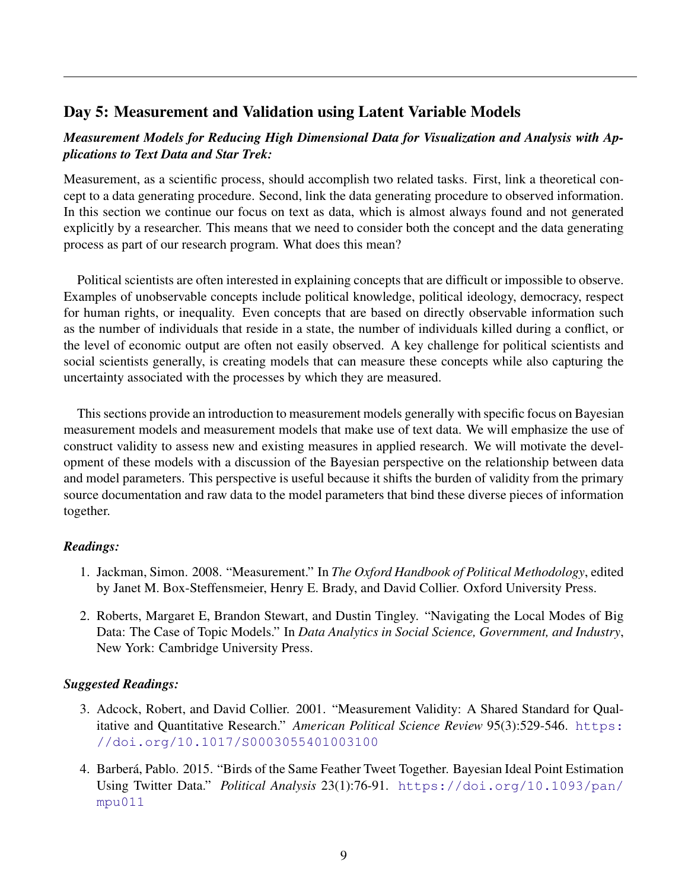## Day 5: Measurement and Validation using Latent Variable Models

### *Measurement Models for Reducing High Dimensional Data for Visualization and Analysis with Applications to Text Data and Star Trek:*

Measurement, as a scientific process, should accomplish two related tasks. First, link a theoretical concept to a data generating procedure. Second, link the data generating procedure to observed information. In this section we continue our focus on text as data, which is almost always found and not generated explicitly by a researcher. This means that we need to consider both the concept and the data generating process as part of our research program. What does this mean?

Political scientists are often interested in explaining concepts that are difficult or impossible to observe. Examples of unobservable concepts include political knowledge, political ideology, democracy, respect for human rights, or inequality. Even concepts that are based on directly observable information such as the number of individuals that reside in a state, the number of individuals killed during a conflict, or the level of economic output are often not easily observed. A key challenge for political scientists and social scientists generally, is creating models that can measure these concepts while also capturing the uncertainty associated with the processes by which they are measured.

This sections provide an introduction to measurement models generally with specific focus on Bayesian measurement models and measurement models that make use of text data. We will emphasize the use of construct validity to assess new and existing measures in applied research. We will motivate the development of these models with a discussion of the Bayesian perspective on the relationship between data and model parameters. This perspective is useful because it shifts the burden of validity from the primary source documentation and raw data to the model parameters that bind these diverse pieces of information together.

### *Readings:*

1. Jackman, Simon. 2008. "Measurement." In *The Oxford Handbook of Political Methodology*, edited by Janet M. Box-Steffensmeier, Henry E. Brady, and David Collier. Oxford University Press.
2. Roberts, Margaret E, Brandon Stewart, and Dustin Tingley. "Navigating the Local Modes of Big Data: The Case of Topic Models." In *Data Analytics in Social Science, Government, and Industry*, New York: Cambridge University Press.

### *Suggested Readings:*

3. Adcock, Robert, and David Collier. 2001. "Measurement Validity: A Shared Standard for Qualitative and Quantitative Research." *American Political Science Review* 95(3):529-546. https://doi.org/10.1017/S0003055401003100
4. Barberá, Pablo. 2015. "Birds of the Same Feather Tweet Together. Bayesian Ideal Point Estimation Using Twitter Data." *Political Analysis* 23(1):76-91. https://doi.org/10.1093/pan/mpu011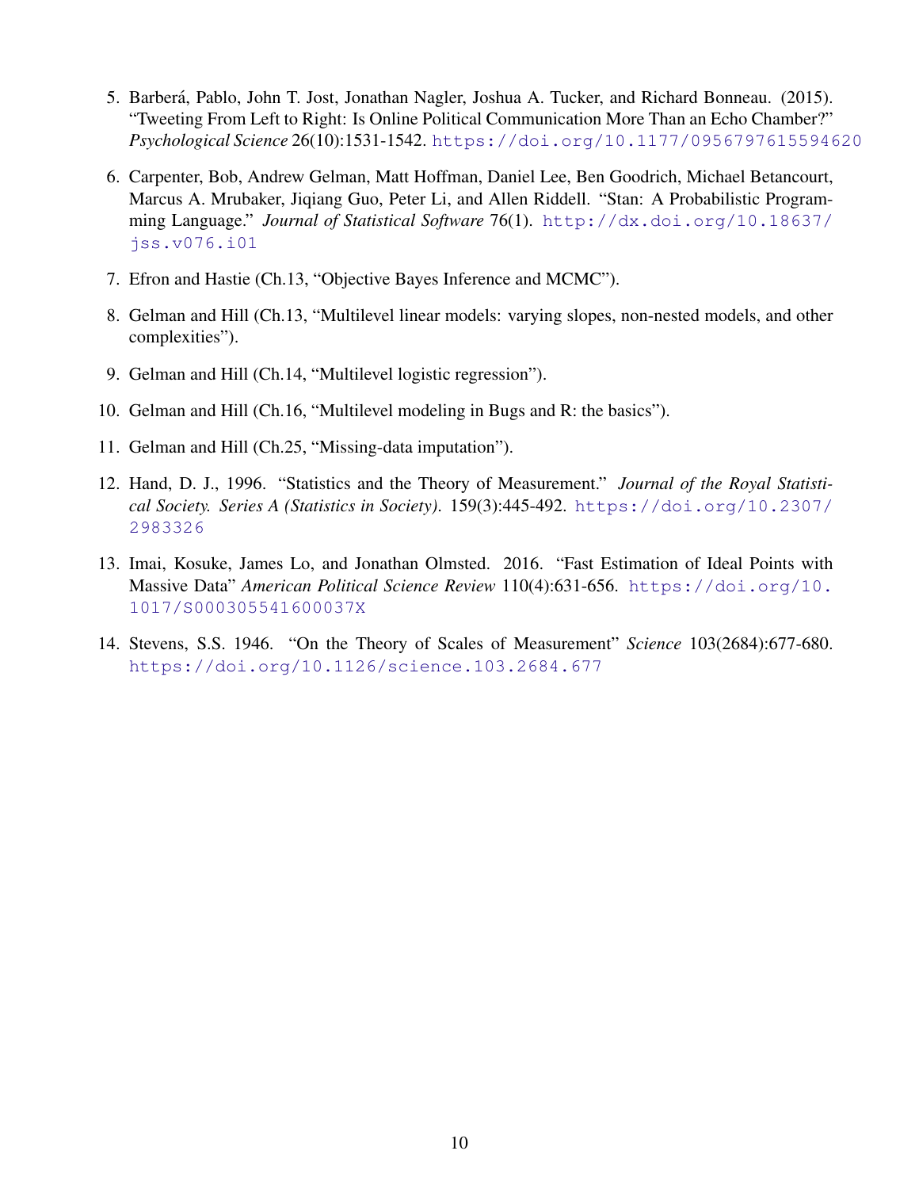5. Barberá, Pablo, John T. Jost, Jonathan Nagler, Joshua A. Tucker, and Richard Bonneau. (2015). "Tweeting From Left to Right: Is Online Political Communication More Than an Echo Chamber?" *Psychological Science* 26(10):1531-1542. https://doi.org/10.1177/0956797615594620

6. Carpenter, Bob, Andrew Gelman, Matt Hoffman, Daniel Lee, Ben Goodrich, Michael Betancourt, Marcus A. Mrubaker, Jiqiang Guo, Peter Li, and Allen Riddell. "Stan: A Probabilistic Programming Language." *Journal of Statistical Software* 76(1). http://dx.doi.org/10.18637/jss.v076.i01

7. Efron and Hastie (Ch.13, "Objective Bayes Inference and MCMC").

8. Gelman and Hill (Ch.13, "Multilevel linear models: varying slopes, non-nested models, and other complexities").

9. Gelman and Hill (Ch.14, "Multilevel logistic regression").

10. Gelman and Hill (Ch.16, "Multilevel modeling in Bugs and R: the basics").

11. Gelman and Hill (Ch.25, "Missing-data imputation").

12. Hand, D. J., 1996. "Statistics and the Theory of Measurement." *Journal of the Royal Statistical Society. Series A (Statistics in Society)*. 159(3):445-492. https://doi.org/10.2307/2983326

13. Imai, Kosuke, James Lo, and Jonathan Olmsted. 2016. "Fast Estimation of Ideal Points with Massive Data" *American Political Science Review* 110(4):631-656. https://doi.org/10.1017/S000305541600037X

14. Stevens, S.S. 1946. "On the Theory of Scales of Measurement" *Science* 103(2684):677-680. https://doi.org/10.1126/science.103.2684.677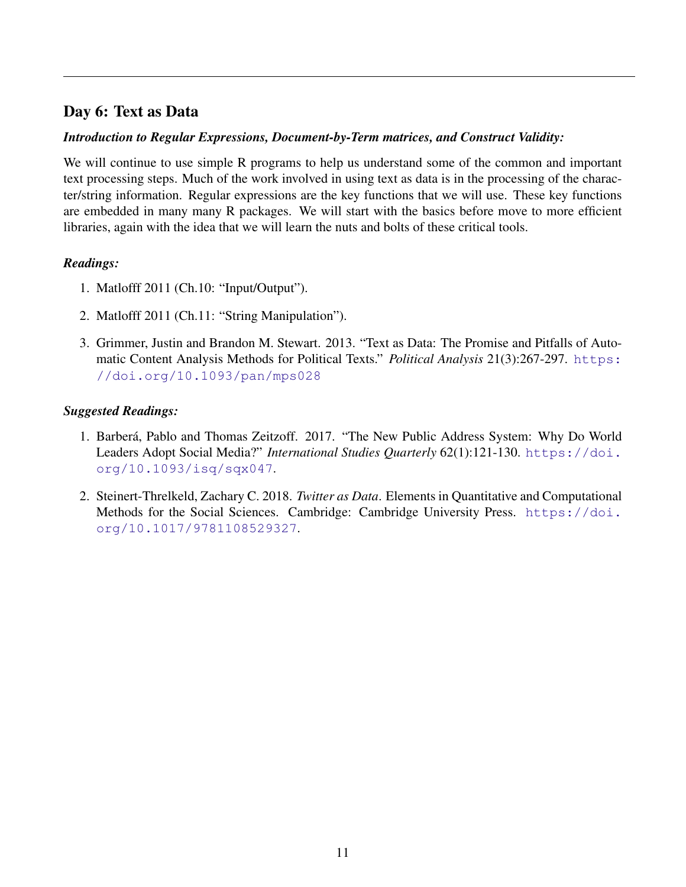## Day 6: Text as Data

***Introduction to Regular Expressions, Document-by-Term matrices, and Construct Validity:***

We will continue to use simple R programs to help us understand some of the common and important text processing steps. Much of the work involved in using text as data is in the processing of the character/string information. Regular expressions are the key functions that we will use. These key functions are embedded in many many R packages. We will start with the basics before move to more efficient libraries, again with the idea that we will learn the nuts and bolts of these critical tools.

***Readings:***

1. Matlofff 2011 (Ch.10: "Input/Output").
2. Matlofff 2011 (Ch.11: "String Manipulation").
3. Grimmer, Justin and Brandon M. Stewart. 2013. "Text as Data: The Promise and Pitfalls of Automatic Content Analysis Methods for Political Texts." *Political Analysis* 21(3):267-297. https://doi.org/10.1093/pan/mps028

***Suggested Readings:***

1. Barberá, Pablo and Thomas Zeitzoff. 2017. "The New Public Address System: Why Do World Leaders Adopt Social Media?" *International Studies Quarterly* 62(1):121-130. https://doi.org/10.1093/isq/sqx047.
2. Steinert-Threlkeld, Zachary C. 2018. *Twitter as Data*. Elements in Quantitative and Computational Methods for the Social Sciences. Cambridge: Cambridge University Press. https://doi.org/10.1017/9781108529327.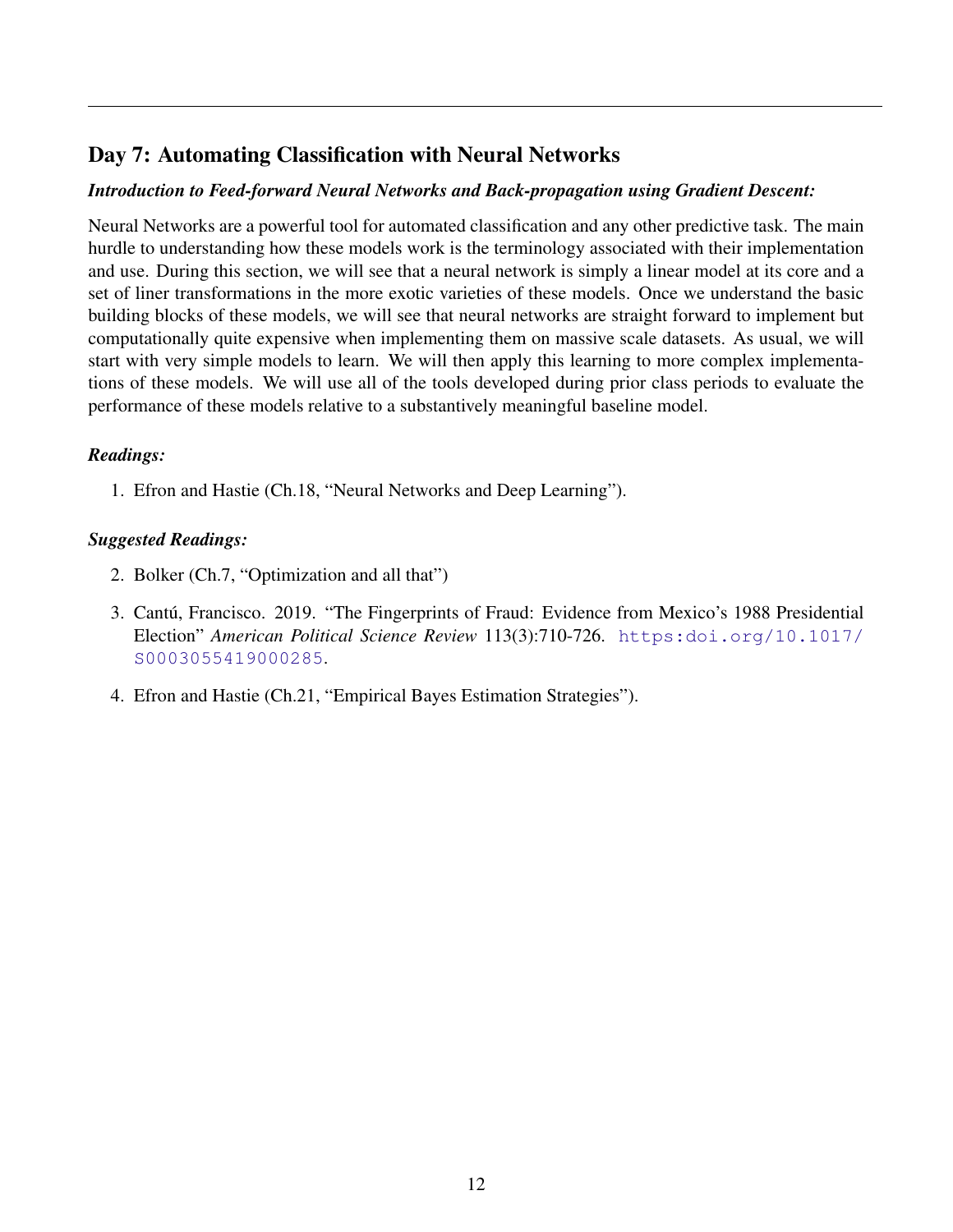## Day 7: Automating Classification with Neural Networks

***Introduction to Feed-forward Neural Networks and Back-propagation using Gradient Descent:***

Neural Networks are a powerful tool for automated classification and any other predictive task. The main hurdle to understanding how these models work is the terminology associated with their implementation and use. During this section, we will see that a neural network is simply a linear model at its core and a set of liner transformations in the more exotic varieties of these models. Once we understand the basic building blocks of these models, we will see that neural networks are straight forward to implement but computationally quite expensive when implementing them on massive scale datasets. As usual, we will start with very simple models to learn. We will then apply this learning to more complex implementations of these models. We will use all of the tools developed during prior class periods to evaluate the performance of these models relative to a substantively meaningful baseline model.

***Readings:***

1. Efron and Hastie (Ch.18, "Neural Networks and Deep Learning").

***Suggested Readings:***

2. Bolker (Ch.7, "Optimization and all that")
3. Cantú, Francisco. 2019. "The Fingerprints of Fraud: Evidence from Mexico's 1988 Presidential Election" *American Political Science Review* 113(3):710-726. https:doi.org/10.1017/S0003055419000285.
4. Efron and Hastie (Ch.21, "Empirical Bayes Estimation Strategies").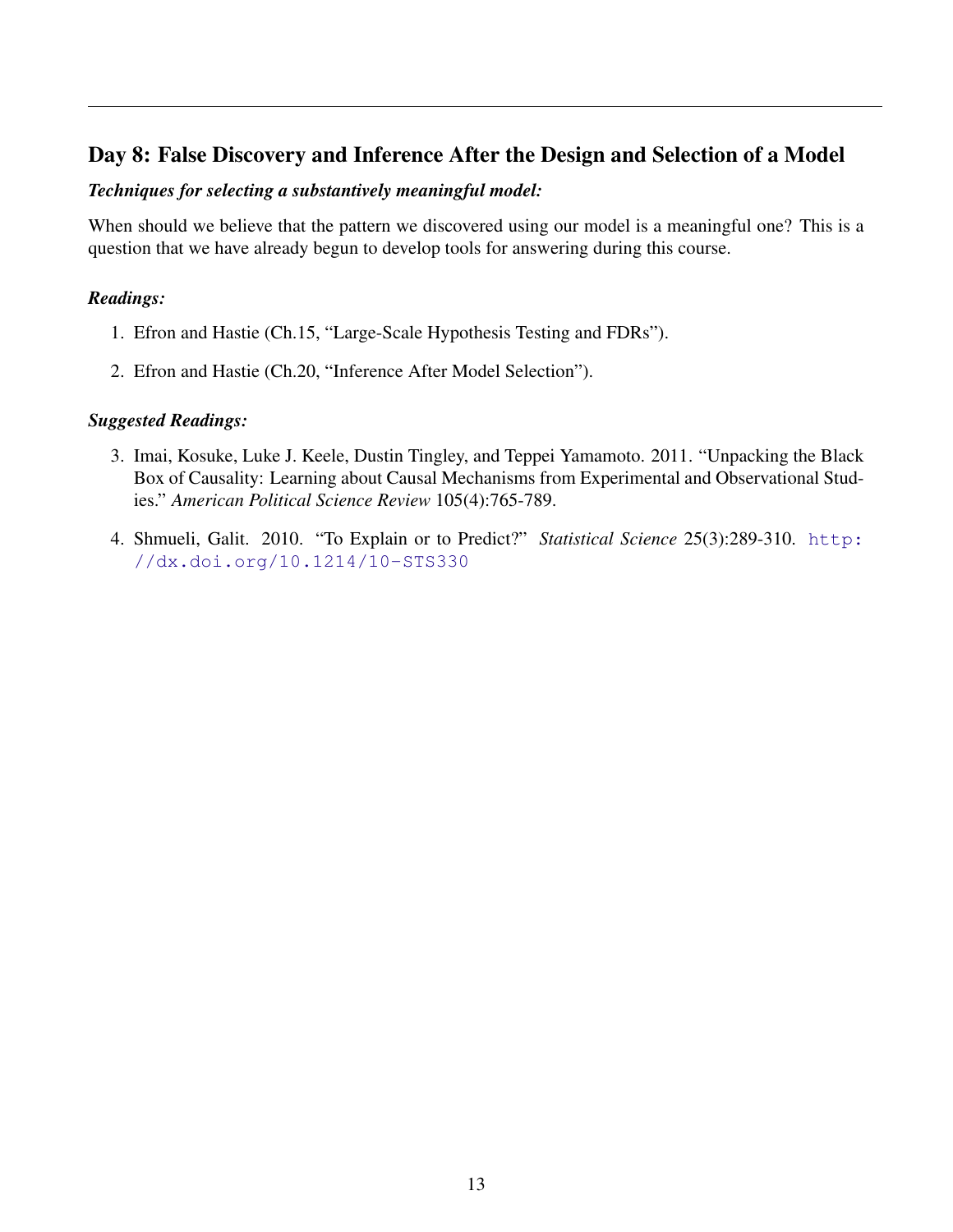## Day 8: False Discovery and Inference After the Design and Selection of a Model

***Techniques for selecting a substantively meaningful model:***

When should we believe that the pattern we discovered using our model is a meaningful one? This is a question that we have already begun to develop tools for answering during this course.

***Readings:***

1. Efron and Hastie (Ch.15, "Large-Scale Hypothesis Testing and FDRs").
2. Efron and Hastie (Ch.20, "Inference After Model Selection").

***Suggested Readings:***

3. Imai, Kosuke, Luke J. Keele, Dustin Tingley, and Teppei Yamamoto. 2011. "Unpacking the Black Box of Causality: Learning about Causal Mechanisms from Experimental and Observational Studies." *American Political Science Review* 105(4):765-789.
4. Shmueli, Galit. 2010. "To Explain or to Predict?" *Statistical Science* 25(3):289-310. http://dx.doi.org/10.1214/10-STS330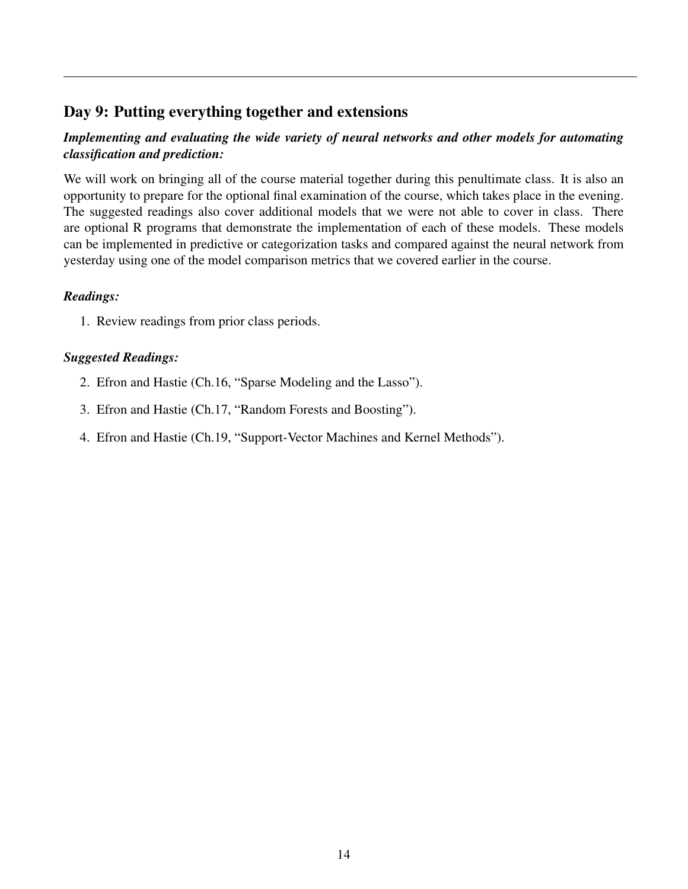## Day 9: Putting everything together and extensions

***Implementing and evaluating the wide variety of neural networks and other models for automating classification and prediction:***

We will work on bringing all of the course material together during this penultimate class. It is also an opportunity to prepare for the optional final examination of the course, which takes place in the evening. The suggested readings also cover additional models that we were not able to cover in class. There are optional R programs that demonstrate the implementation of each of these models. These models can be implemented in predictive or categorization tasks and compared against the neural network from yesterday using one of the model comparison metrics that we covered earlier in the course.

***Readings:***

1. Review readings from prior class periods.

***Suggested Readings:***

2. Efron and Hastie (Ch.16, "Sparse Modeling and the Lasso").
3. Efron and Hastie (Ch.17, "Random Forests and Boosting").
4. Efron and Hastie (Ch.19, "Support-Vector Machines and Kernel Methods").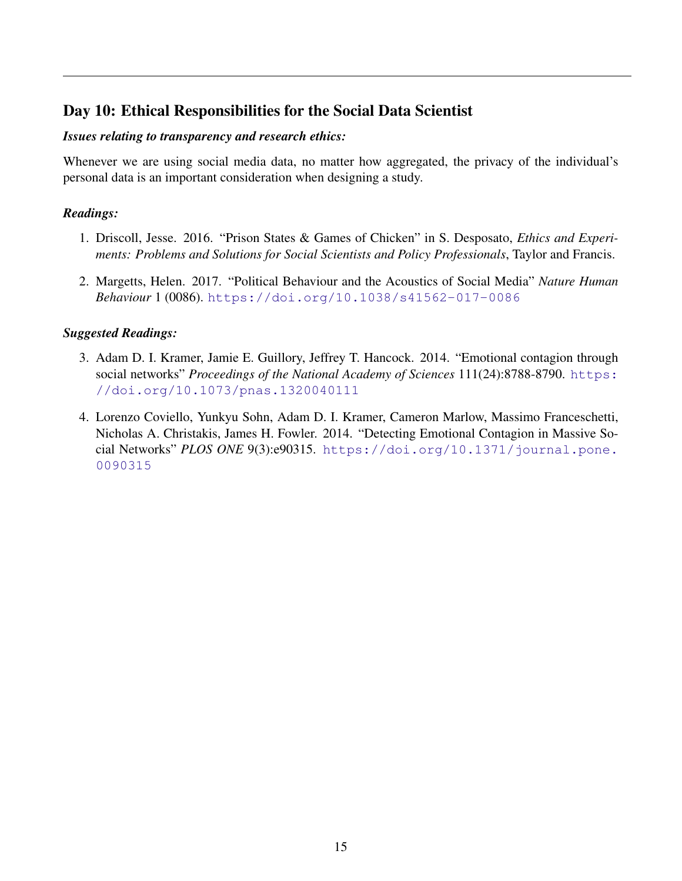## Day 10: Ethical Responsibilities for the Social Data Scientist

***Issues relating to transparency and research ethics:***

Whenever we are using social media data, no matter how aggregated, the privacy of the individual's personal data is an important consideration when designing a study.

***Readings:***

1. Driscoll, Jesse. 2016. "Prison States & Games of Chicken" in S. Desposato, *Ethics and Experiments: Problems and Solutions for Social Scientists and Policy Professionals*, Taylor and Francis.
2. Margetts, Helen. 2017. "Political Behaviour and the Acoustics of Social Media" *Nature Human Behaviour* 1 (0086). https://doi.org/10.1038/s41562-017-0086

***Suggested Readings:***

3. Adam D. I. Kramer, Jamie E. Guillory, Jeffrey T. Hancock. 2014. "Emotional contagion through social networks" *Proceedings of the National Academy of Sciences* 111(24):8788-8790. https://doi.org/10.1073/pnas.1320040111
4. Lorenzo Coviello, Yunkyu Sohn, Adam D. I. Kramer, Cameron Marlow, Massimo Franceschetti, Nicholas A. Christakis, James H. Fowler. 2014. "Detecting Emotional Contagion in Massive Social Networks" *PLOS ONE* 9(3):e90315. https://doi.org/10.1371/journal.pone.0090315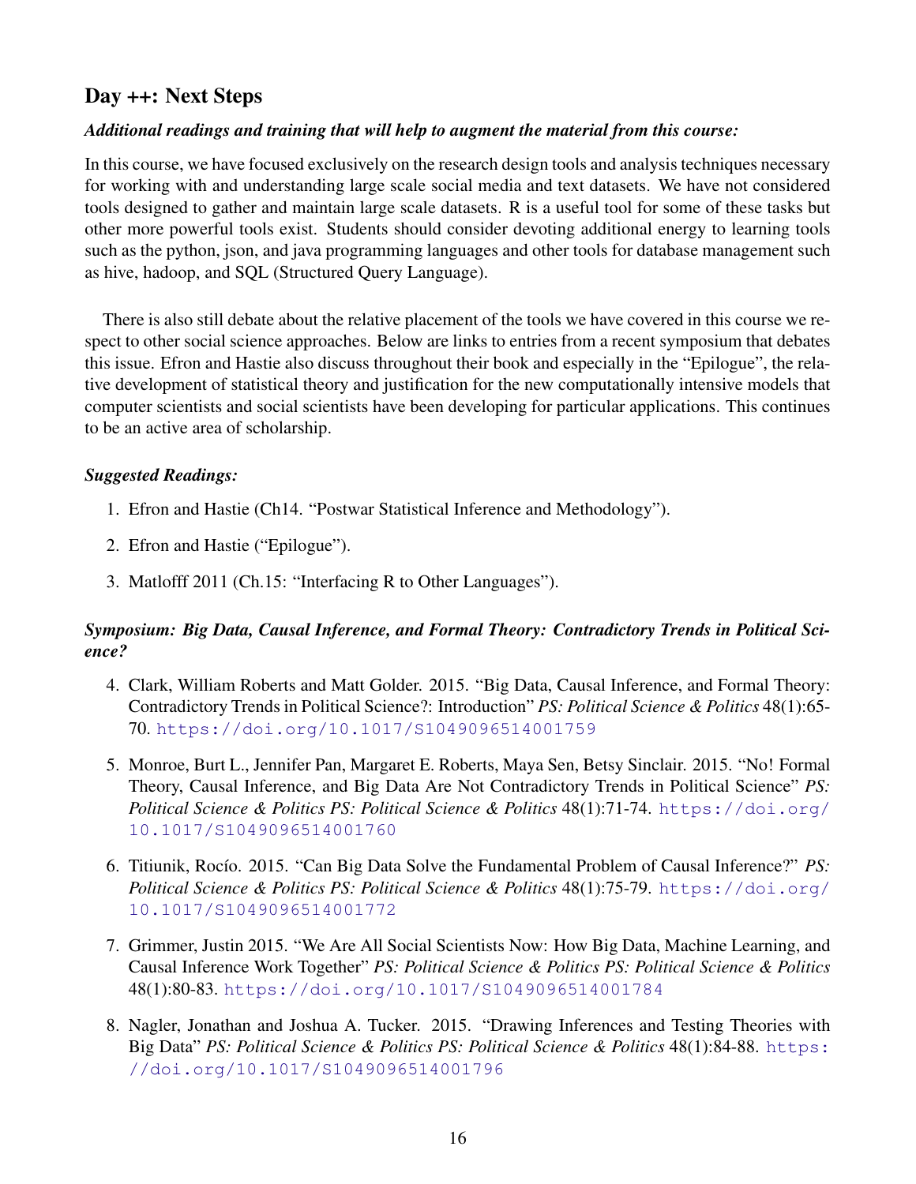## Day ++: Next Steps

***Additional readings and training that will help to augment the material from this course:***

In this course, we have focused exclusively on the research design tools and analysis techniques necessary for working with and understanding large scale social media and text datasets. We have not considered tools designed to gather and maintain large scale datasets. R is a useful tool for some of these tasks but other more powerful tools exist. Students should consider devoting additional energy to learning tools such as the python, json, and java programming languages and other tools for database management such as hive, hadoop, and SQL (Structured Query Language).

There is also still debate about the relative placement of the tools we have covered in this course we respect to other social science approaches. Below are links to entries from a recent symposium that debates this issue. Efron and Hastie also discuss throughout their book and especially in the "Epilogue", the relative development of statistical theory and justification for the new computationally intensive models that computer scientists and social scientists have been developing for particular applications. This continues to be an active area of scholarship.

***Suggested Readings:***

1. Efron and Hastie (Ch14. "Postwar Statistical Inference and Methodology").
2. Efron and Hastie ("Epilogue").
3. Matlofff 2011 (Ch.15: "Interfacing R to Other Languages").

***Symposium: Big Data, Causal Inference, and Formal Theory: Contradictory Trends in Political Science?***

4. Clark, William Roberts and Matt Golder. 2015. "Big Data, Causal Inference, and Formal Theory: Contradictory Trends in Political Science?: Introduction" *PS: Political Science & Politics* 48(1):65-70. https://doi.org/10.1017/S1049096514001759
5. Monroe, Burt L., Jennifer Pan, Margaret E. Roberts, Maya Sen, Betsy Sinclair. 2015. "No! Formal Theory, Causal Inference, and Big Data Are Not Contradictory Trends in Political Science" *PS: Political Science & Politics PS: Political Science & Politics* 48(1):71-74. https://doi.org/10.1017/S1049096514001760
6. Titiunik, Rocío. 2015. "Can Big Data Solve the Fundamental Problem of Causal Inference?" *PS: Political Science & Politics PS: Political Science & Politics* 48(1):75-79. https://doi.org/10.1017/S1049096514001772
7. Grimmer, Justin 2015. "We Are All Social Scientists Now: How Big Data, Machine Learning, and Causal Inference Work Together" *PS: Political Science & Politics PS: Political Science & Politics* 48(1):80-83. https://doi.org/10.1017/S1049096514001784
8. Nagler, Jonathan and Joshua A. Tucker. 2015. "Drawing Inferences and Testing Theories with Big Data" *PS: Political Science & Politics PS: Political Science & Politics* 48(1):84-88. https://doi.org/10.1017/S1049096514001796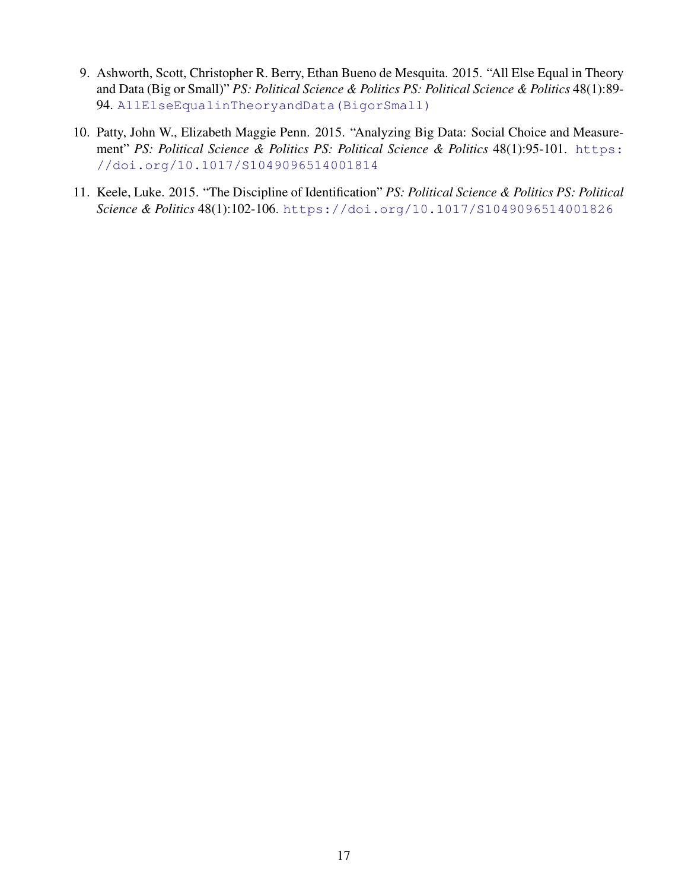9. Ashworth, Scott, Christopher R. Berry, Ethan Bueno de Mesquita. 2015. "All Else Equal in Theory and Data (Big or Small)" ***PS: Political Science & Politics PS: Political Science & Politics*** 48(1):89-94. `AllElseEqualinTheoryandData(BigorSmall)`

10. Patty, John W., Elizabeth Maggie Penn. 2015. "Analyzing Big Data: Social Choice and Measurement" ***PS: Political Science & Politics PS: Political Science & Politics*** 48(1):95-101. `https://doi.org/10.1017/S1049096514001814`

11. Keele, Luke. 2015. "The Discipline of Identification" ***PS: Political Science & Politics PS: Political Science & Politics*** 48(1):102-106. `https://doi.org/10.1017/S1049096514001826`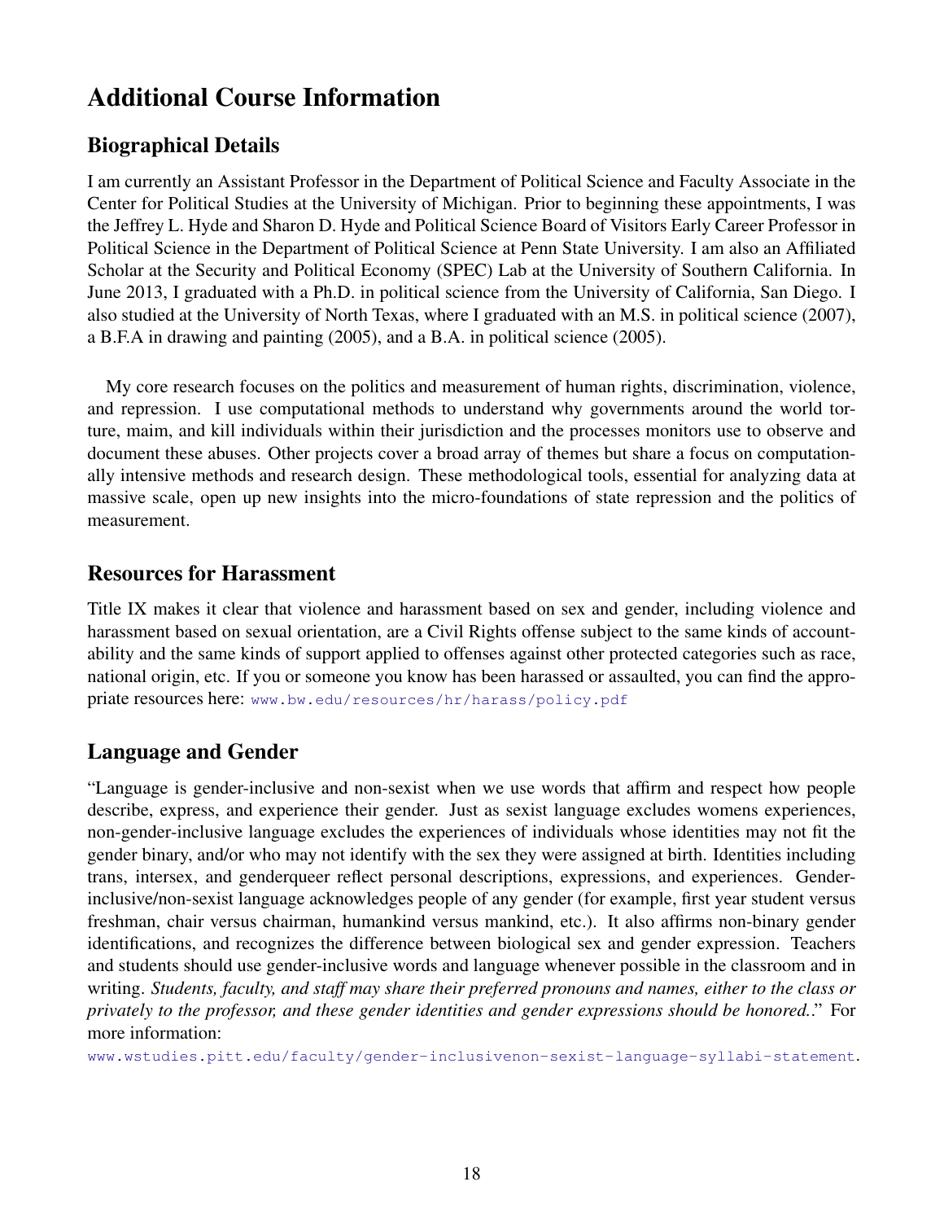# Additional Course Information

## Biographical Details

I am currently an Assistant Professor in the Department of Political Science and Faculty Associate in the Center for Political Studies at the University of Michigan. Prior to beginning these appointments, I was the Jeffrey L. Hyde and Sharon D. Hyde and Political Science Board of Visitors Early Career Professor in Political Science in the Department of Political Science at Penn State University. I am also an Affiliated Scholar at the Security and Political Economy (SPEC) Lab at the University of Southern California. In June 2013, I graduated with a Ph.D. in political science from the University of California, San Diego. I also studied at the University of North Texas, where I graduated with an M.S. in political science (2007), a B.F.A in drawing and painting (2005), and a B.A. in political science (2005).

My core research focuses on the politics and measurement of human rights, discrimination, violence, and repression. I use computational methods to understand why governments around the world torture, maim, and kill individuals within their jurisdiction and the processes monitors use to observe and document these abuses. Other projects cover a broad array of themes but share a focus on computationally intensive methods and research design. These methodological tools, essential for analyzing data at massive scale, open up new insights into the micro-foundations of state repression and the politics of measurement.

## Resources for Harassment

Title IX makes it clear that violence and harassment based on sex and gender, including violence and harassment based on sexual orientation, are a Civil Rights offense subject to the same kinds of accountability and the same kinds of support applied to offenses against other protected categories such as race, national origin, etc. If you or someone you know has been harassed or assaulted, you can find the appropriate resources here: www.bw.edu/resources/hr/harass/policy.pdf

## Language and Gender

"Language is gender-inclusive and non-sexist when we use words that affirm and respect how people describe, express, and experience their gender. Just as sexist language excludes womens experiences, non-gender-inclusive language excludes the experiences of individuals whose identities may not fit the gender binary, and/or who may not identify with the sex they were assigned at birth. Identities including trans, intersex, and genderqueer reflect personal descriptions, expressions, and experiences. Gender-inclusive/non-sexist language acknowledges people of any gender (for example, first year student versus freshman, chair versus chairman, humankind versus mankind, etc.). It also affirms non-binary gender identifications, and recognizes the difference between biological sex and gender expression. Teachers and students should use gender-inclusive words and language whenever possible in the classroom and in writing. *Students, faculty, and staff may share their preferred pronouns and names, either to the class or privately to the professor, and these gender identities and gender expressions should be honored.*." For more information:

www.wstudies.pitt.edu/faculty/gender-inclusivenon-sexist-language-syllabi-statement.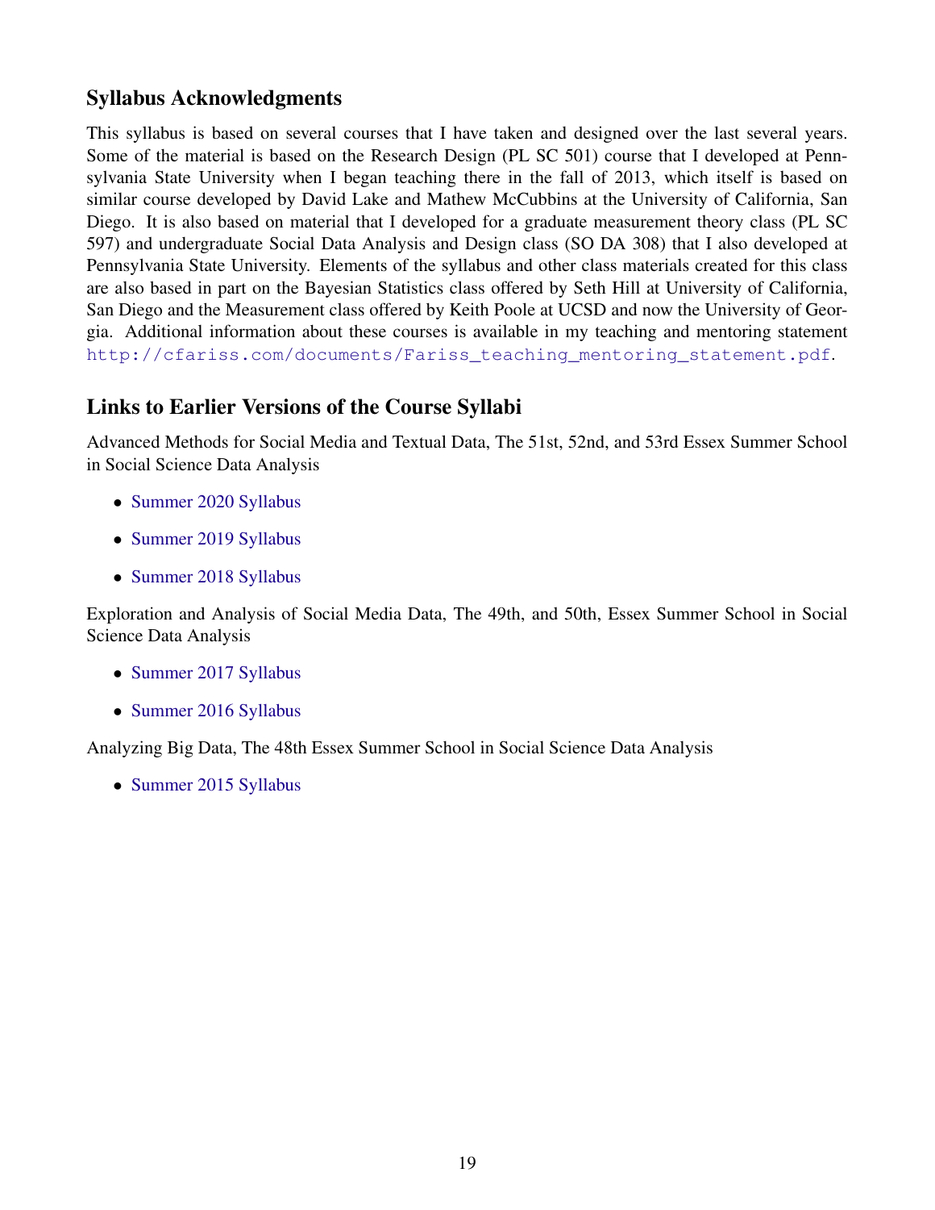## Syllabus Acknowledgments

This syllabus is based on several courses that I have taken and designed over the last several years. Some of the material is based on the Research Design (PL SC 501) course that I developed at Pennsylvania State University when I began teaching there in the fall of 2013, which itself is based on similar course developed by David Lake and Mathew McCubbins at the University of California, San Diego. It is also based on material that I developed for a graduate measurement theory class (PL SC 597) and undergraduate Social Data Analysis and Design class (SO DA 308) that I also developed at Pennsylvania State University. Elements of the syllabus and other class materials created for this class are also based in part on the Bayesian Statistics class offered by Seth Hill at University of California, San Diego and the Measurement class offered by Keith Poole at UCSD and now the University of Georgia. Additional information about these courses is available in my teaching and mentoring statement http://cfariss.com/documents/Fariss_teaching_mentoring_statement.pdf.

## Links to Earlier Versions of the Course Syllabi

Advanced Methods for Social Media and Textual Data, The 51st, 52nd, and 53rd Essex Summer School in Social Science Data Analysis

- Summer 2020 Syllabus
- Summer 2019 Syllabus
- Summer 2018 Syllabus

Exploration and Analysis of Social Media Data, The 49th, and 50th, Essex Summer School in Social Science Data Analysis

- Summer 2017 Syllabus
- Summer 2016 Syllabus

Analyzing Big Data, The 48th Essex Summer School in Social Science Data Analysis

- Summer 2015 Syllabus